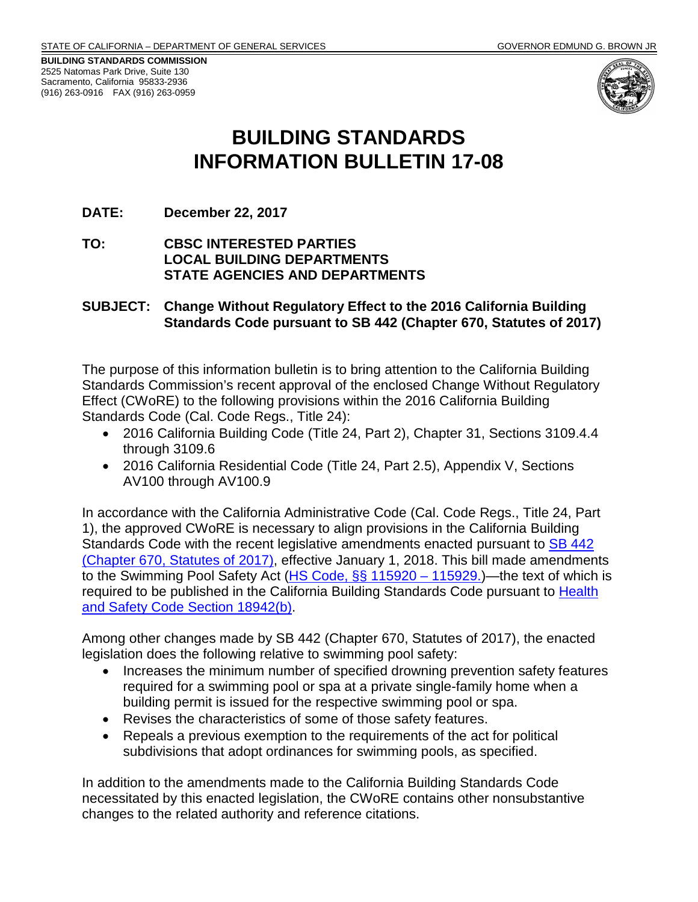STATE OF CALIFORNIA – DEPARTMENT OF GENERAL SERVICES GOVERNOR EDMUND G. BROWN JR

**BUILDING STANDARDS COMMISSION**
2525 Natomas Park Drive, Suite 130
Sacramento, California 95833-2936
(916) 263-0916 FAX (916) 263-0959

# BUILDING STANDARDS INFORMATION BULLETIN 17-08

**DATE:** **December 22, 2017**

**TO:** **CBSC INTERESTED PARTIES**
**LOCAL BUILDING DEPARTMENTS**
**STATE AGENCIES AND DEPARTMENTS**

**SUBJECT:** **Change Without Regulatory Effect to the 2016 California Building Standards Code pursuant to SB 442 (Chapter 670, Statutes of 2017)**

The purpose of this information bulletin is to bring attention to the California Building Standards Commission's recent approval of the enclosed Change Without Regulatory Effect (CWoRE) to the following provisions within the 2016 California Building Standards Code (Cal. Code Regs., Title 24):

- 2016 California Building Code (Title 24, Part 2), Chapter 31, Sections 3109.4.4 through 3109.6
- 2016 California Residential Code (Title 24, Part 2.5), Appendix V, Sections AV100 through AV100.9

In accordance with the California Administrative Code (Cal. Code Regs., Title 24, Part 1), the approved CWoRE is necessary to align provisions in the California Building Standards Code with the recent legislative amendments enacted pursuant to SB 442 (Chapter 670, Statutes of 2017), effective January 1, 2018. This bill made amendments to the Swimming Pool Safety Act (HS Code, §§ 115920 – 115929.)—the text of which is required to be published in the California Building Standards Code pursuant to Health and Safety Code Section 18942(b).

Among other changes made by SB 442 (Chapter 670, Statutes of 2017), the enacted legislation does the following relative to swimming pool safety:

- Increases the minimum number of specified drowning prevention safety features required for a swimming pool or spa at a private single-family home when a building permit is issued for the respective swimming pool or spa.
- Revises the characteristics of some of those safety features.
- Repeals a previous exemption to the requirements of the act for political subdivisions that adopt ordinances for swimming pools, as specified.

In addition to the amendments made to the California Building Standards Code necessitated by this enacted legislation, the CWoRE contains other nonsubstantive changes to the related authority and reference citations.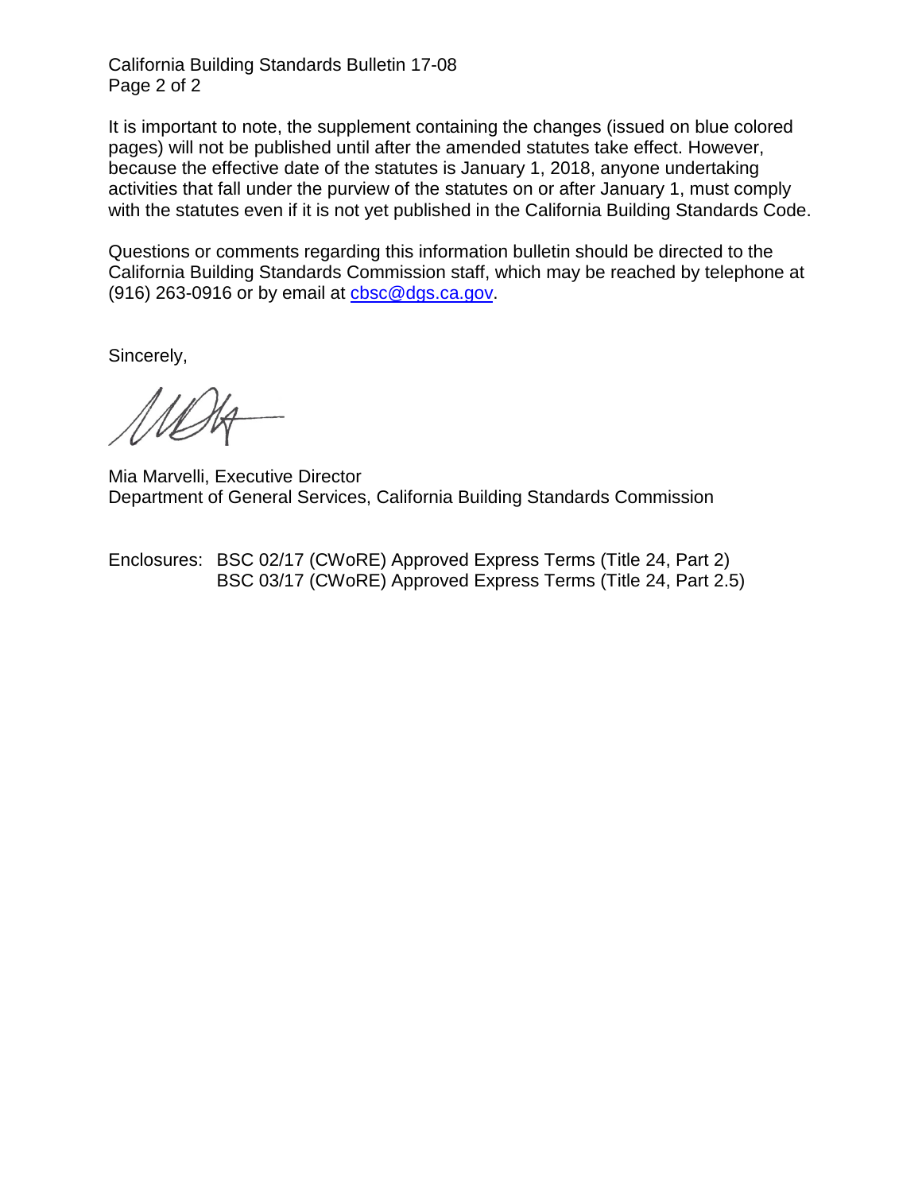It is important to note, the supplement containing the changes (issued on blue colored pages) will not be published until after the amended statutes take effect. However, because the effective date of the statutes is January 1, 2018, anyone undertaking activities that fall under the purview of the statutes on or after January 1, must comply with the statutes even if it is not yet published in the California Building Standards Code.

Questions or comments regarding this information bulletin should be directed to the California Building Standards Commission staff, which may be reached by telephone at (916) 263-0916 or by email at cbsc@dgs.ca.gov.

Sincerely,

Mia Marvelli, Executive Director
Department of General Services, California Building Standards Commission

Enclosures: BSC 02/17 (CWoRE) Approved Express Terms (Title 24, Part 2)
BSC 03/17 (CWoRE) Approved Express Terms (Title 24, Part 2.5)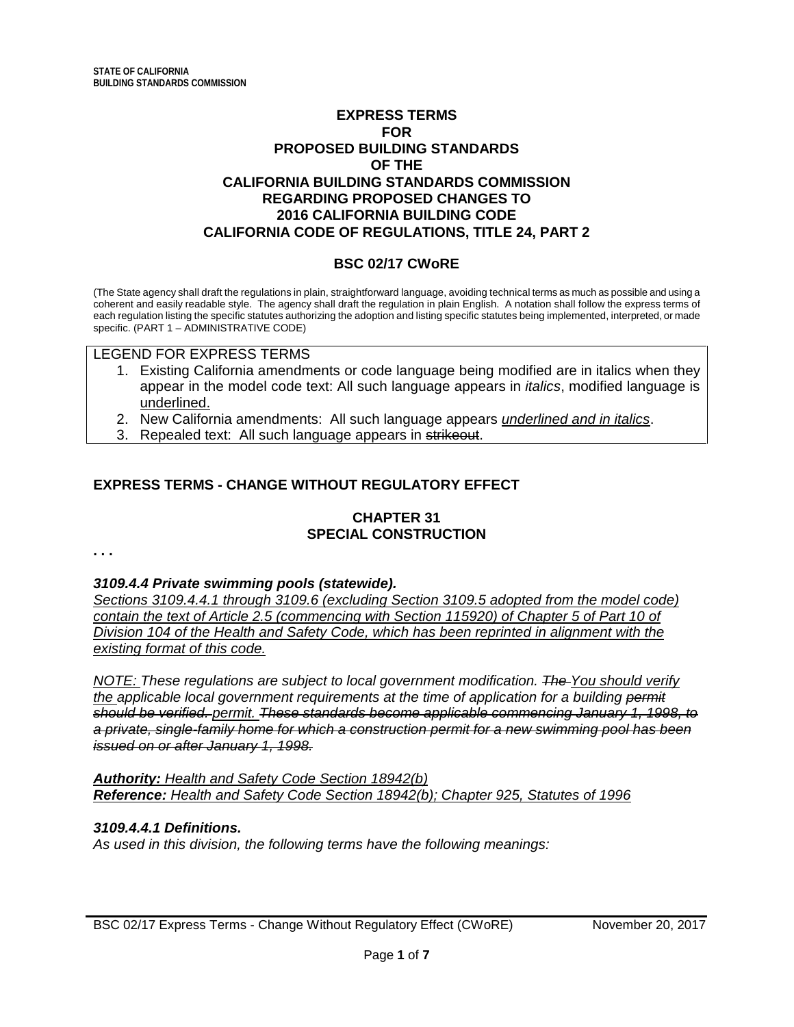**STATE OF CALIFORNIA**
**BUILDING STANDARDS COMMISSION**

# EXPRESS TERMS FOR PROPOSED BUILDING STANDARDS OF THE CALIFORNIA BUILDING STANDARDS COMMISSION REGARDING PROPOSED CHANGES TO 2016 CALIFORNIA BUILDING CODE CALIFORNIA CODE OF REGULATIONS, TITLE 24, PART 2

## BSC 02/17 CWoRE

(The State agency shall draft the regulations in plain, straightforward language, avoiding technical terms as much as possible and using a coherent and easily readable style. The agency shall draft the regulation in plain English. A notation shall follow the express terms of each regulation listing the specific statutes authorizing the adoption and listing specific statutes being implemented, interpreted, or made specific. (PART 1 – ADMINISTRATIVE CODE)

LEGEND FOR EXPRESS TERMS

1. Existing California amendments or code language being modified are in italics when they appear in the model code text: All such language appears in *italics*, modified language is <u>underlined.</u>
2. New California amendments: All such language appears <u>*underlined and in italics*</u>.
3. Repealed text: All such language appears in ~~strikeout~~.

## EXPRESS TERMS - CHANGE WITHOUT REGULATORY EFFECT

### CHAPTER 31 SPECIAL CONSTRUCTION

. . .

***3109.4.4 Private swimming pools (statewide).***

<u>*Sections 3109.4.4.1 through 3109.6 (excluding Section 3109.5 adopted from the model code) contain the text of Article 2.5 (commencing with Section 115920) of Chapter 5 of Part 10 of Division 104 of the Health and Safety Code, which has been reprinted in alignment with the existing format of this code.*</u>

<u>*NOTE:*</u> *These regulations are subject to local government modification.* ~~*The*~~ <u>*You should verify the*</u> *applicable local government requirements at the time of application for a building* ~~*permit should be verified.*~~ <u>*permit.*</u> ~~*These standards become applicable commencing January 1, 1998, to a private, single-family home for which a construction permit for a new swimming pool has been issued on or after January 1, 1998.*~~

***<u>Authority:</u>*** <u>*Health and Safety Code Section 18942(b)*</u>
***<u>Reference:</u>*** <u>*Health and Safety Code Section 18942(b); Chapter 925, Statutes of 1996*</u>

***3109.4.4.1 Definitions.***
*As used in this division, the following terms have the following meanings:*

BSC 02/17 Express Terms - Change Without Regulatory Effect (CWoRE) November 20, 2017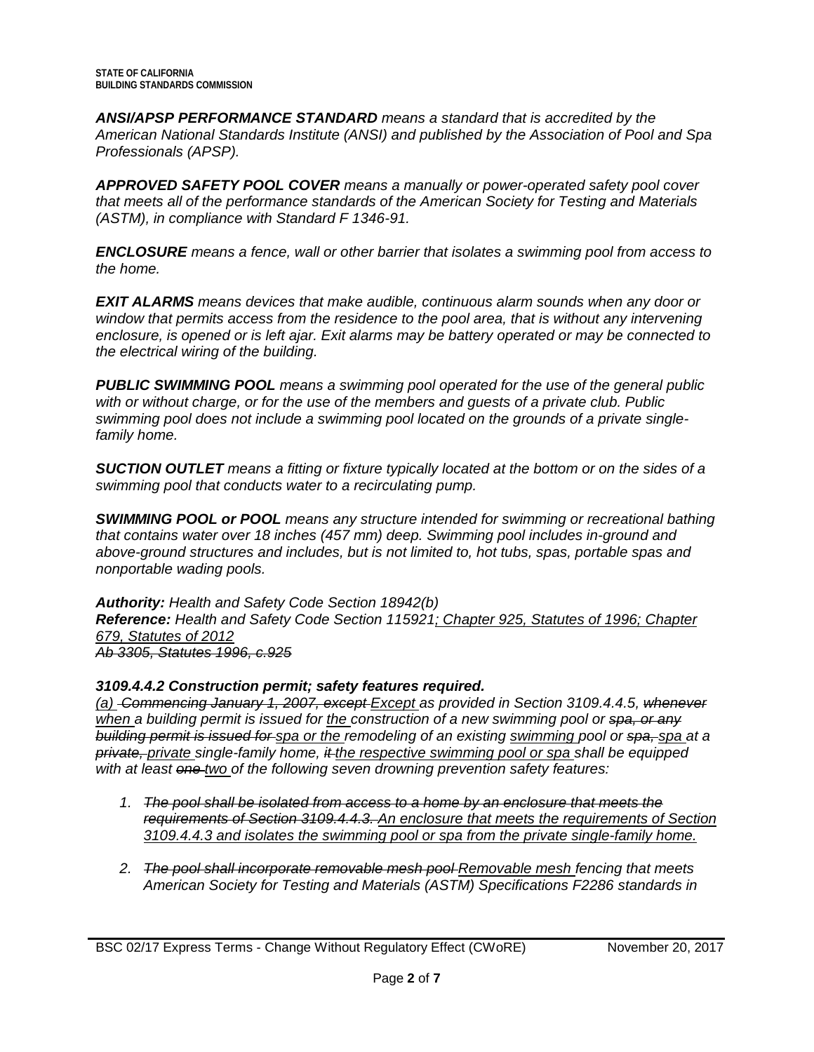***ANSI/APSP PERFORMANCE STANDARD*** *means a standard that is accredited by the American National Standards Institute (ANSI) and published by the Association of Pool and Spa Professionals (APSP).*

***APPROVED SAFETY POOL COVER*** *means a manually or power-operated safety pool cover that meets all of the performance standards of the American Society for Testing and Materials (ASTM), in compliance with Standard F 1346-91.*

***ENCLOSURE*** *means a fence, wall or other barrier that isolates a swimming pool from access to the home.*

***EXIT ALARMS*** *means devices that make audible, continuous alarm sounds when any door or window that permits access from the residence to the pool area, that is without any intervening enclosure, is opened or is left ajar. Exit alarms may be battery operated or may be connected to the electrical wiring of the building.*

***PUBLIC SWIMMING POOL*** *means a swimming pool operated for the use of the general public with or without charge, or for the use of the members and guests of a private club. Public swimming pool does not include a swimming pool located on the grounds of a private single-family home.*

***SUCTION OUTLET*** *means a fitting or fixture typically located at the bottom or on the sides of a swimming pool that conducts water to a recirculating pump.*

***SWIMMING POOL or POOL*** *means any structure intended for swimming or recreational bathing that contains water over 18 inches (457 mm) deep. Swimming pool includes in-ground and above-ground structures and includes, but is not limited to, hot tubs, spas, portable spas and nonportable wading pools.*

***Authority:*** *Health and Safety Code Section 18942(b)*
***Reference:*** *Health and Safety Code Section 115921<u>; Chapter 925, Statutes of 1996; Chapter 679, Statutes of 2012</u>*
*~~Ab 3305, Statutes 1996, c.925~~*

### *3109.4.4.2 Construction permit; safety features required.*

*<u>(a)</u> ~~Commencing January 1, 2007, except~~ <u>Except</u> as provided in Section 3109.4.4.5, ~~whenever~~ <u>when</u> a building permit is issued for <u>the</u> construction of a new swimming pool or ~~spa, or any building permit is issued for~~ <u>spa or the</u> remodeling of an existing <u>swimming</u> pool or ~~spa,~~ <u>spa</u> at a ~~private,~~ <u>private</u> single-family home, ~~it~~ <u>the respective swimming pool or spa</u> shall be equipped with at least ~~one~~ <u>two</u> of the following seven drowning prevention safety features:*

1. *~~The pool shall be isolated from access to a home by an enclosure that meets the requirements of Section 3109.4.4.3.~~ <u>An enclosure that meets the requirements of Section 3109.4.4.3 and isolates the swimming pool or spa from the private single-family home.</u>*

2. *~~The pool shall incorporate removable mesh pool~~ <u>Removable mesh</u> fencing that meets American Society for Testing and Materials (ASTM) Specifications F2286 standards in*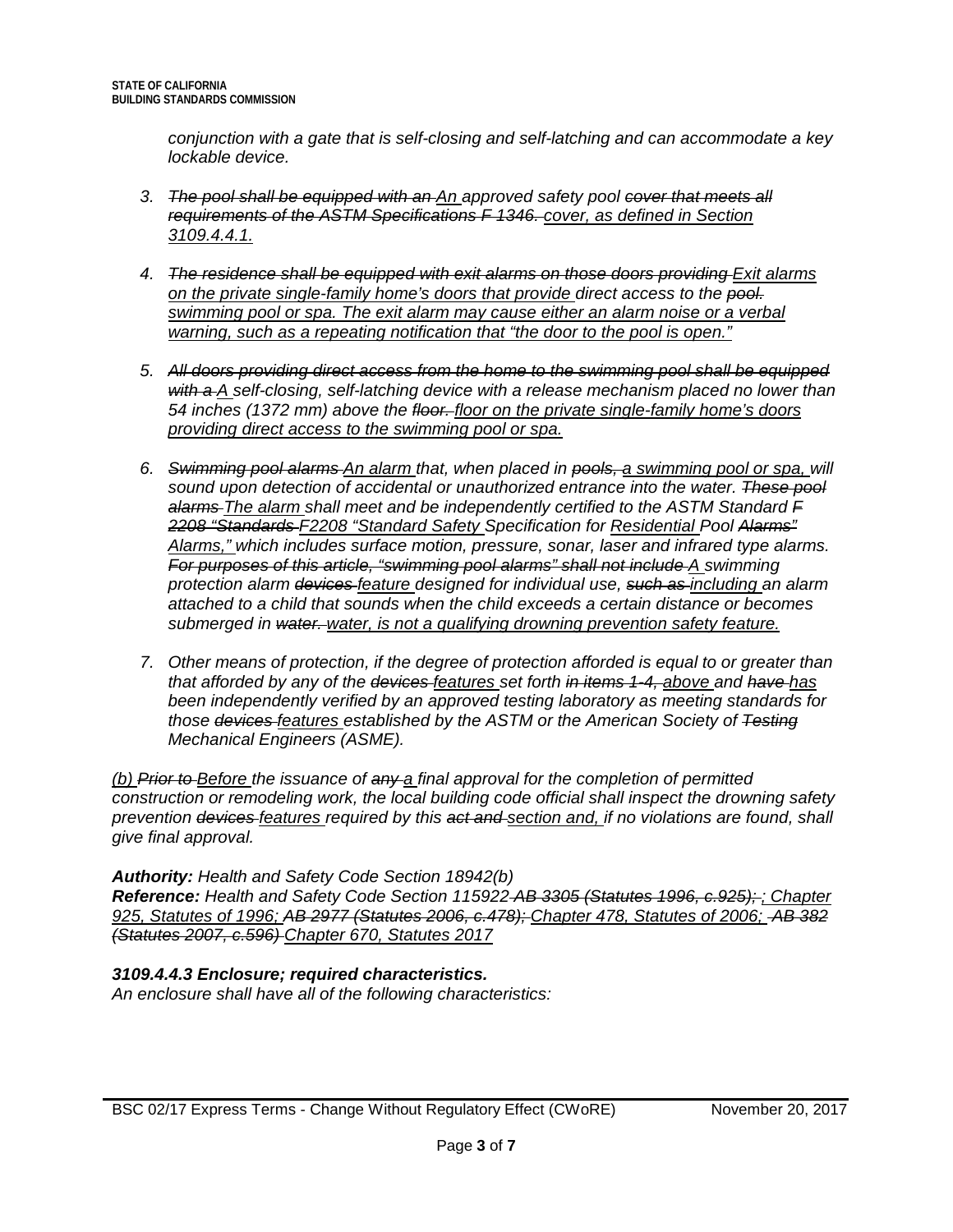conjunction with a gate that is self-closing and self-latching and can accommodate a key lockable device.

3. ~~The pool shall be equipped with an~~ <u>An</u> approved safety pool ~~cover that meets all requirements of the ASTM Specifications F 1346.~~ <u>cover, as defined in Section 3109.4.4.1.</u>

4. ~~The residence shall be equipped with exit alarms on those doors providing~~ <u>Exit alarms on the private single-family home's doors that provide</u> direct access to the ~~pool.~~ <u>swimming pool or spa. The exit alarm may cause either an alarm noise or a verbal warning, such as a repeating notification that "the door to the pool is open."</u>

5. ~~All doors providing direct access from the home to the swimming pool shall be equipped with a~~ <u>A</u> self-closing, self-latching device with a release mechanism placed no lower than 54 inches (1372 mm) above the ~~floor.~~ <u>floor on the private single-family home's doors providing direct access to the swimming pool or spa.</u>

6. ~~Swimming pool alarms~~ <u>An alarm</u> that, when placed in ~~pools,~~ <u>a swimming pool or spa,</u> will sound upon detection of accidental or unauthorized entrance into the water. ~~These pool alarms~~ <u>The alarm</u> shall meet and be independently certified to the ASTM Standard ~~F 2208 "Standards~~ <u>F2208 "Standard Safety</u> Specification for <u>Residential</u> Pool ~~Alarms"~~ <u>Alarms,"</u> which includes surface motion, pressure, sonar, laser and infrared type alarms. ~~For purposes of this article, "swimming pool alarms" shall not include~~ <u>A</u> swimming protection alarm ~~devices~~ <u>feature</u> designed for individual use, ~~such as~~ <u>including</u> an alarm attached to a child that sounds when the child exceeds a certain distance or becomes submerged in ~~water.~~ <u>water, is not a qualifying drowning prevention safety feature.</u>

7. Other means of protection, if the degree of protection afforded is equal to or greater than that afforded by any of the ~~devices~~ <u>features</u> set forth ~~in items 1-4,~~ <u>above</u> and ~~have~~ <u>has</u> been independently verified by an approved testing laboratory as meeting standards for those ~~devices~~ <u>features</u> established by the ASTM or the American Society of ~~Testing~~ Mechanical Engineers (ASME).

<u>(b)</u> ~~Prior to~~ <u>Before</u> the issuance of ~~any~~ <u>a</u> final approval for the completion of permitted construction or remodeling work, the local building code official shall inspect the drowning safety prevention ~~devices~~ <u>features</u> required by this ~~act and~~ <u>section and,</u> if no violations are found, shall give final approval.

**Authority:** Health and Safety Code Section 18942(b)
**Reference:** Health and Safety Code Section 115922 ~~AB 3305 (Statutes 1996, c.925);~~ <u>; Chapter 925, Statutes of 1996;</u> ~~AB 2977 (Statutes 2006, c.478);~~ <u>Chapter 478, Statutes of 2006;</u> ~~AB 382 (Statutes 2007, c.596)~~ <u>Chapter 670, Statutes 2017</u>

### 3109.4.4.3 Enclosure; required characteristics.

An enclosure shall have all of the following characteristics: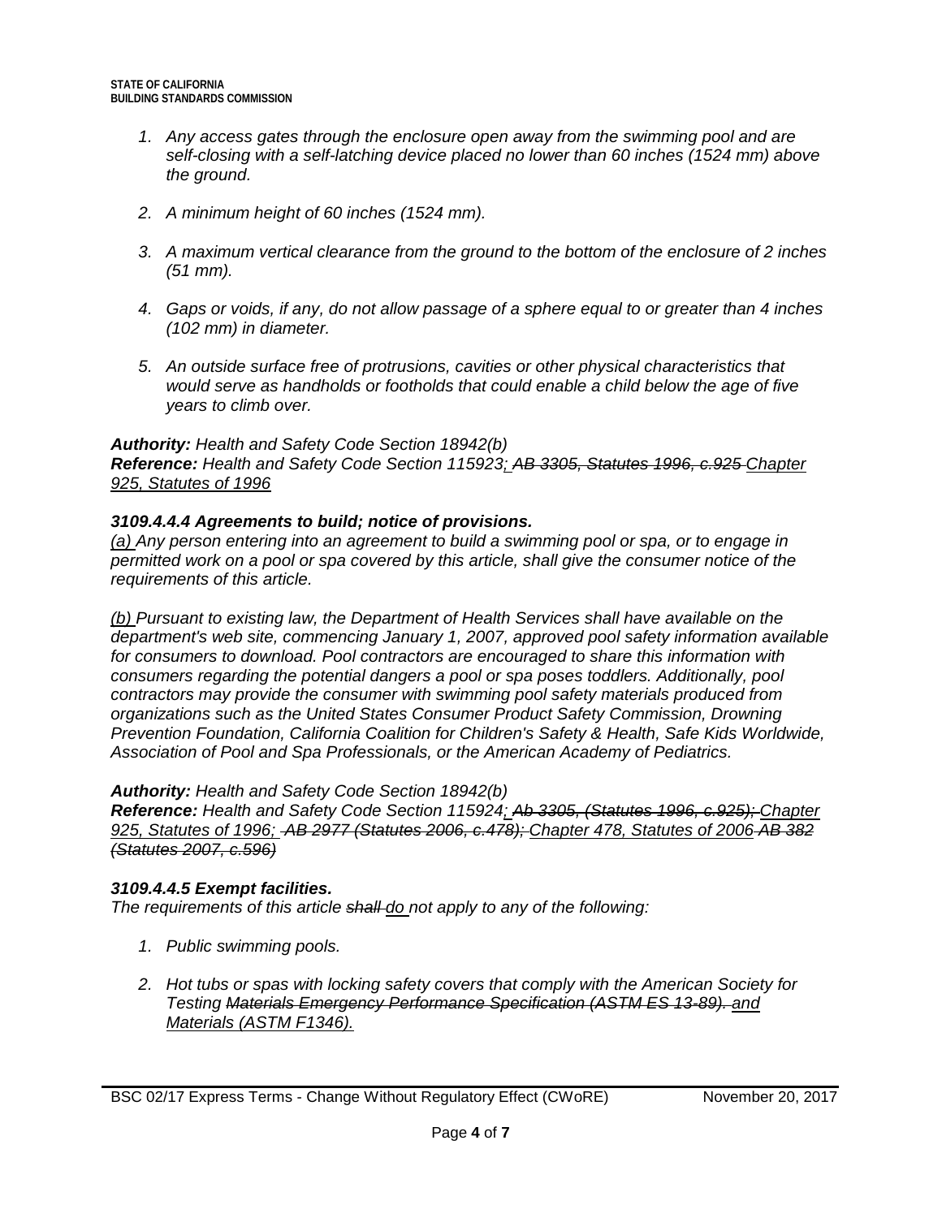1. *Any access gates through the enclosure open away from the swimming pool and are self-closing with a self-latching device placed no lower than 60 inches (1524 mm) above the ground.*

2. *A minimum height of 60 inches (1524 mm).*

3. *A maximum vertical clearance from the ground to the bottom of the enclosure of 2 inches (51 mm).*

4. *Gaps or voids, if any, do not allow passage of a sphere equal to or greater than 4 inches (102 mm) in diameter.*

5. *An outside surface free of protrusions, cavities or other physical characteristics that would serve as handholds or footholds that could enable a child below the age of five years to climb over.*

***Authority:*** *Health and Safety Code Section 18942(b)*
***Reference:*** *Health and Safety Code Section 115923<u>;</u> ~~AB 3305, Statutes 1996, c.925~~ <u>Chapter 925, Statutes of 1996</u>*

### *3109.4.4.4 Agreements to build; notice of provisions.*

*<u>(a)</u> Any person entering into an agreement to build a swimming pool or spa, or to engage in permitted work on a pool or spa covered by this article, shall give the consumer notice of the requirements of this article.*

*<u>(b)</u> Pursuant to existing law, the Department of Health Services shall have available on the department's web site, commencing January 1, 2007, approved pool safety information available for consumers to download. Pool contractors are encouraged to share this information with consumers regarding the potential dangers a pool or spa poses toddlers. Additionally, pool contractors may provide the consumer with swimming pool safety materials produced from organizations such as the United States Consumer Product Safety Commission, Drowning Prevention Foundation, California Coalition for Children's Safety & Health, Safe Kids Worldwide, Association of Pool and Spa Professionals, or the American Academy of Pediatrics.*

***Authority:*** *Health and Safety Code Section 18942(b)*
***Reference:*** *Health and Safety Code Section 115924<u>;</u> ~~Ab 3305, (Statutes 1996, c.925);~~ <u>Chapter 925, Statutes of 1996;</u> ~~AB 2977 (Statutes 2006, c.478);~~ <u>Chapter 478, Statutes of 2006</u> ~~AB 382 (Statutes 2007, c.596)~~*

### *3109.4.4.5 Exempt facilities.*

*The requirements of this article ~~shall~~ <u>do</u> not apply to any of the following:*

1. *Public swimming pools.*

2. *Hot tubs or spas with locking safety covers that comply with the American Society for Testing ~~Materials Emergency Performance Specification (ASTM ES 13-89).~~ <u>and Materials (ASTM F1346).</u>*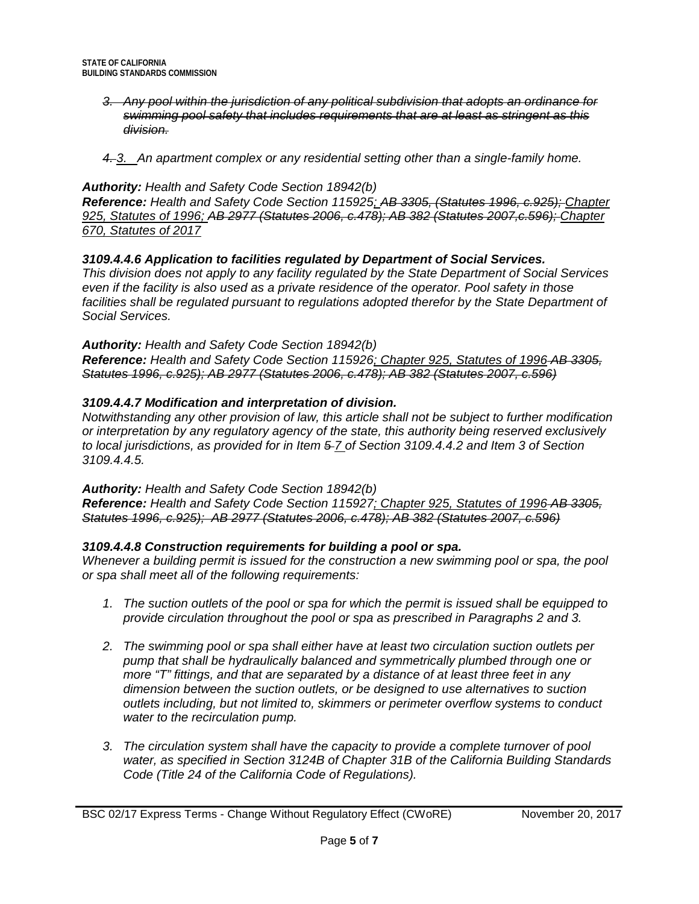*~~3. Any pool within the jurisdiction of any political subdivision that adopts an ordinance for swimming pool safety that includes requirements that are at least as stringent as this division.~~*

*~~4.~~ <u>3.</u> An apartment complex or any residential setting other than a single-family home.*

***Authority:** Health and Safety Code Section 18942(b)*
***Reference:** Health and Safety Code Section 115925<u>;</u> ~~; AB 3305, (Statutes 1996, c.925);~~ <u>Chapter 925, Statutes of 1996;</u> ~~AB 2977 (Statutes 2006, c.478); AB 382 (Statutes 2007,c.596);~~ <u>Chapter 670, Statutes of 2017</u>*

***3109.4.4.6 Application to facilities regulated by Department of Social Services.***
*This division does not apply to any facility regulated by the State Department of Social Services even if the facility is also used as a private residence of the operator. Pool safety in those facilities shall be regulated pursuant to regulations adopted therefor by the State Department of Social Services.*

***Authority:** Health and Safety Code Section 18942(b)*
***Reference:** Health and Safety Code Section 115926<u>; Chapter 925, Statutes of 1996</u> ~~AB 3305, Statutes 1996, c.925); AB 2977 (Statutes 2006, c.478); AB 382 (Statutes 2007, c.596)~~*

***3109.4.4.7 Modification and interpretation of division.***
*Notwithstanding any other provision of law, this article shall not be subject to further modification or interpretation by any regulatory agency of the state, this authority being reserved exclusively to local jurisdictions, as provided for in Item ~~5~~ <u>7</u> of Section 3109.4.4.2 and Item 3 of Section 3109.4.4.5.*

***Authority:** Health and Safety Code Section 18942(b)*
***Reference:** Health and Safety Code Section 115927<u>; Chapter 925, Statutes of 1996</u> ~~AB 3305, Statutes 1996, c.925); AB 2977 (Statutes 2006, c.478); AB 382 (Statutes 2007, c.596)~~*

***3109.4.4.8 Construction requirements for building a pool or spa.***
*Whenever a building permit is issued for the construction a new swimming pool or spa, the pool or spa shall meet all of the following requirements:*

1. *The suction outlets of the pool or spa for which the permit is issued shall be equipped to provide circulation throughout the pool or spa as prescribed in Paragraphs 2 and 3.*

2. *The swimming pool or spa shall either have at least two circulation suction outlets per pump that shall be hydraulically balanced and symmetrically plumbed through one or more "T" fittings, and that are separated by a distance of at least three feet in any dimension between the suction outlets, or be designed to use alternatives to suction outlets including, but not limited to, skimmers or perimeter overflow systems to conduct water to the recirculation pump.*

3. *The circulation system shall have the capacity to provide a complete turnover of pool water, as specified in Section 3124B of Chapter 31B of the California Building Standards Code (Title 24 of the California Code of Regulations).*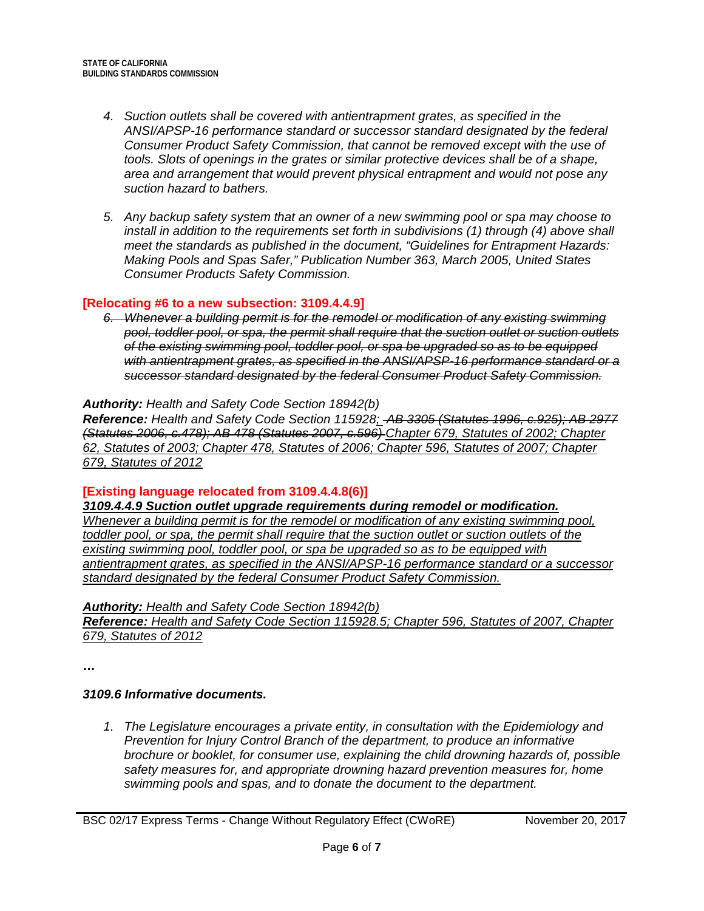4. *Suction outlets shall be covered with antientrapment grates, as specified in the ANSI/APSP-16 performance standard or successor standard designated by the federal Consumer Product Safety Commission, that cannot be removed except with the use of tools. Slots of openings in the grates or similar protective devices shall be of a shape, area and arrangement that would prevent physical entrapment and would not pose any suction hazard to bathers.*

5. *Any backup safety system that an owner of a new swimming pool or spa may choose to install in addition to the requirements set forth in subdivisions (1) through (4) above shall meet the standards as published in the document, "Guidelines for Entrapment Hazards: Making Pools and Spas Safer," Publication Number 363, March 2005, United States Consumer Products Safety Commission.*

**[Relocating #6 to a new subsection: 3109.4.4.9]**

6. ~~*Whenever a building permit is for the remodel or modification of any existing swimming pool, toddler pool, or spa, the permit shall require that the suction outlet or suction outlets of the existing swimming pool, toddler pool, or spa be upgraded so as to be equipped with antientrapment grates, as specified in the ANSI/APSP-16 performance standard or a successor standard designated by the federal Consumer Product Safety Commission.*~~

***Authority:*** *Health and Safety Code Section 18942(b)*
***Reference:*** *Health and Safety Code Section 115928<u>;</u> ~~AB 3305 (Statutes 1996, c.925); AB 2977 (Statutes 2006, c.478); AB 478 (Statutes 2007, c.596)~~ <u>Chapter 679, Statutes of 2002; Chapter 62, Statutes of 2003; Chapter 478, Statutes of 2006; Chapter 596, Statutes of 2007; Chapter 679, Statutes of 2012</u>*

**[Existing language relocated from 3109.4.4.8(6)]**

***<u>3109.4.4.9 Suction outlet upgrade requirements during remodel or modification.</u>***
*<u>Whenever a building permit is for the remodel or modification of any existing swimming pool, toddler pool, or spa, the permit shall require that the suction outlet or suction outlets of the existing swimming pool, toddler pool, or spa be upgraded so as to be equipped with antientrapment grates, as specified in the ANSI/APSP-16 performance standard or a successor standard designated by the federal Consumer Product Safety Commission.</u>*

***<u>Authority:</u>*** *<u>Health and Safety Code Section 18942(b)</u>*
***<u>Reference:</u>*** *<u>Health and Safety Code Section 115928.5; Chapter 596, Statutes of 2007, Chapter 679, Statutes of 2012</u>*

**…**

***3109.6 Informative documents.***

1. *The Legislature encourages a private entity, in consultation with the Epidemiology and Prevention for Injury Control Branch of the department, to produce an informative brochure or booklet, for consumer use, explaining the child drowning hazards of, possible safety measures for, and appropriate drowning hazard prevention measures for, home swimming pools and spas, and to donate the document to the department.*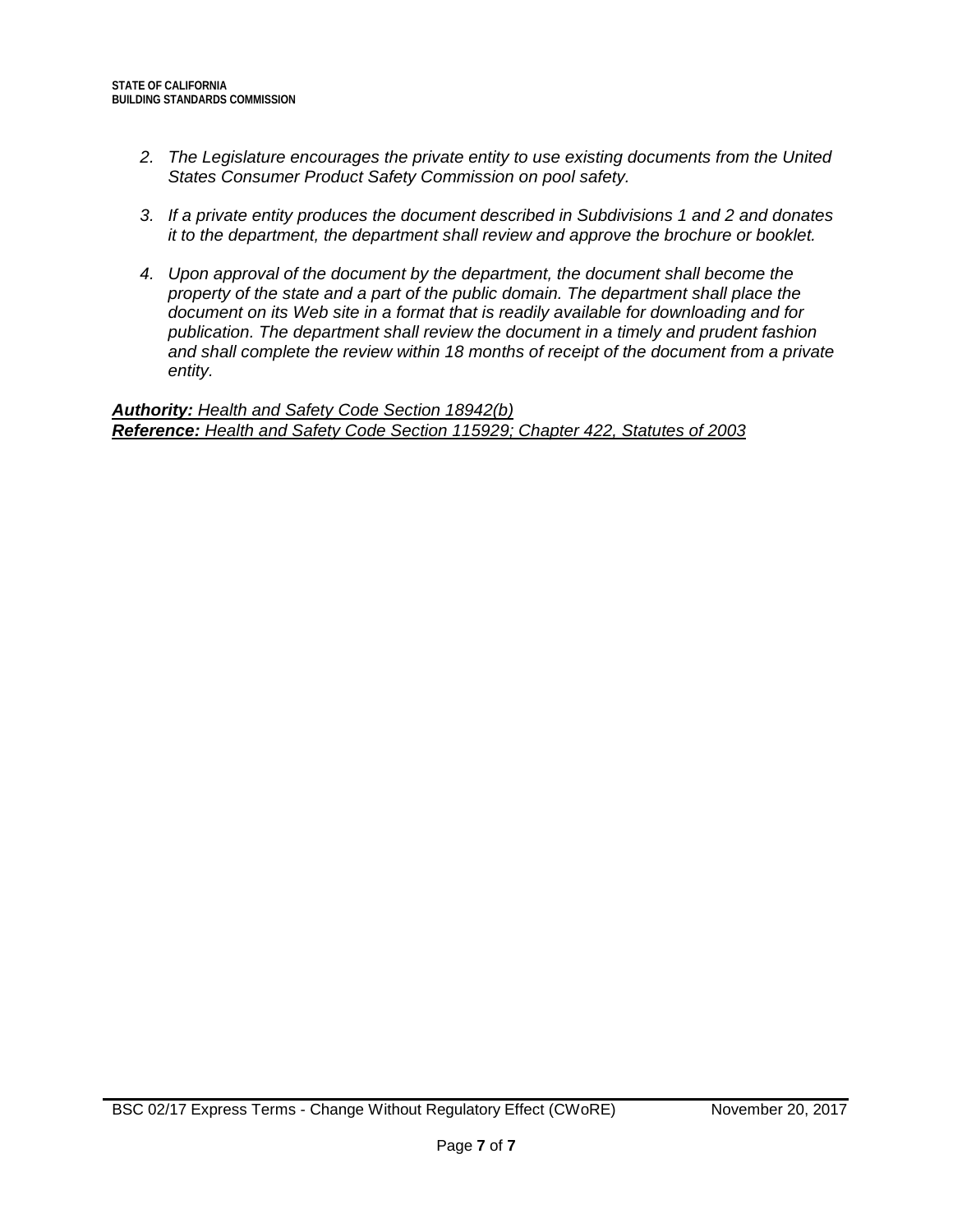*2. The Legislature encourages the private entity to use existing documents from the United States Consumer Product Safety Commission on pool safety.*

*3. If a private entity produces the document described in Subdivisions 1 and 2 and donates it to the department, the department shall review and approve the brochure or booklet.*

*4. Upon approval of the document by the department, the document shall become the property of the state and a part of the public domain. The department shall place the document on its Web site in a format that is readily available for downloading and for publication. The department shall review the document in a timely and prudent fashion and shall complete the review within 18 months of receipt of the document from a private entity.*

***Authority:*** *Health and Safety Code Section 18942(b)*
***Reference:*** *Health and Safety Code Section 115929; Chapter 422, Statutes of 2003*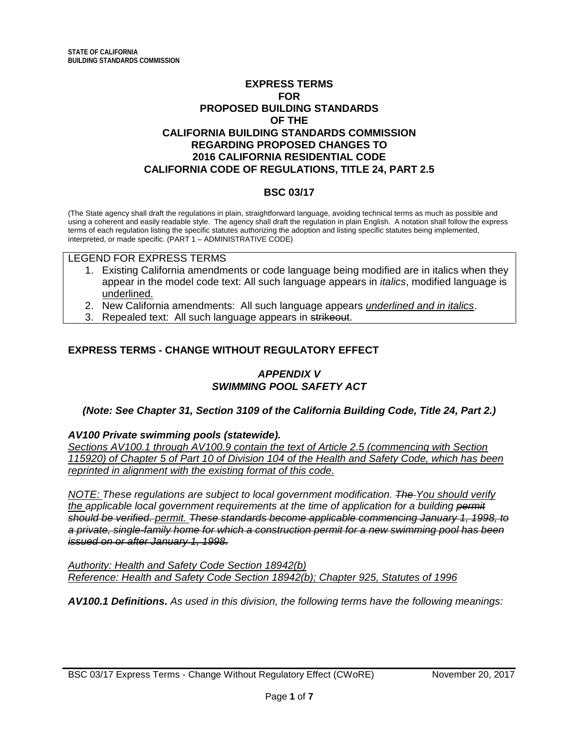STATE OF CALIFORNIA
BUILDING STANDARDS COMMISSION

# EXPRESS TERMS FOR PROPOSED BUILDING STANDARDS OF THE CALIFORNIA BUILDING STANDARDS COMMISSION REGARDING PROPOSED CHANGES TO 2016 CALIFORNIA RESIDENTIAL CODE CALIFORNIA CODE OF REGULATIONS, TITLE 24, PART 2.5

## BSC 03/17

(The State agency shall draft the regulations in plain, straightforward language, avoiding technical terms as much as possible and using a coherent and easily readable style. The agency shall draft the regulation in plain English. A notation shall follow the express terms of each regulation listing the specific statutes authorizing the adoption and listing specific statutes being implemented, interpreted, or made specific. (PART 1 – ADMINISTRATIVE CODE)

LEGEND FOR EXPRESS TERMS

1. Existing California amendments or code language being modified are in italics when they appear in the model code text: All such language appears in *italics*, modified language is <u>underlined.</u>
2. New California amendments: All such language appears <u>*underlined and in italics*</u>.
3. Repealed text: All such language appears in ~~strikeout~~.

## EXPRESS TERMS - CHANGE WITHOUT REGULATORY EFFECT

### *APPENDIX V*
### *SWIMMING POOL SAFETY ACT*

***(Note: See Chapter 31, Section 3109 of the California Building Code, Title 24, Part 2.)***

***AV100 Private swimming pools (statewide).***

<u>*Sections AV100.1 through AV100.9 contain the text of Article 2.5 (commencing with Section 115920) of Chapter 5 of Part 10 of Division 104 of the Health and Safety Code, which has been reprinted in alignment with the existing format of this code.*</u>

<u>*NOTE:*</u> *These regulations are subject to local government modification.* ~~*The*~~ <u>*You should verify the*</u> *applicable local government requirements at the time of application for a building* ~~*permit should be verified.*~~ <u>*permit.*</u> ~~*These standards become applicable commencing January 1, 1998, to a private, single-family home for which a construction permit for a new swimming pool has been issued on or after January 1, 1998.*~~

<u>*Authority: Health and Safety Code Section 18942(b)*</u>
<u>*Reference: Health and Safety Code Section 18942(b); Chapter 925, Statutes of 1996*</u>

***AV100.1 Definitions.*** *As used in this division, the following terms have the following meanings:*

BSC 03/17 Express Terms - Change Without Regulatory Effect (CWoRE) November 20, 2017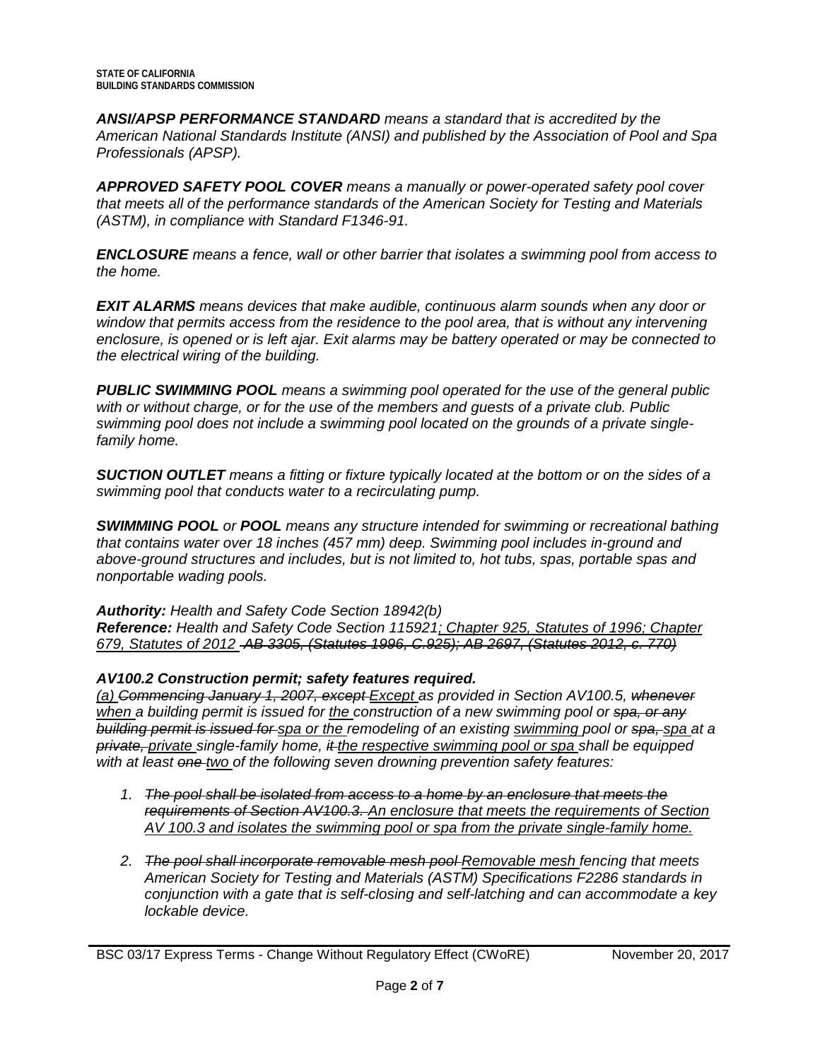***ANSI/APSP PERFORMANCE STANDARD*** *means a standard that is accredited by the American National Standards Institute (ANSI) and published by the Association of Pool and Spa Professionals (APSP).*

***APPROVED SAFETY POOL COVER*** *means a manually or power-operated safety pool cover that meets all of the performance standards of the American Society for Testing and Materials (ASTM), in compliance with Standard F1346-91.*

***ENCLOSURE*** *means a fence, wall or other barrier that isolates a swimming pool from access to the home.*

***EXIT ALARMS*** *means devices that make audible, continuous alarm sounds when any door or window that permits access from the residence to the pool area, that is without any intervening enclosure, is opened or is left ajar. Exit alarms may be battery operated or may be connected to the electrical wiring of the building.*

***PUBLIC SWIMMING POOL*** *means a swimming pool operated for the use of the general public with or without charge, or for the use of the members and guests of a private club. Public swimming pool does not include a swimming pool located on the grounds of a private single-family home.*

***SUCTION OUTLET*** *means a fitting or fixture typically located at the bottom or on the sides of a swimming pool that conducts water to a recirculating pump.*

***SWIMMING POOL*** *or* ***POOL*** *means any structure intended for swimming or recreational bathing that contains water over 18 inches (457 mm) deep. Swimming pool includes in-ground and above-ground structures and includes, but is not limited to, hot tubs, spas, portable spas and nonportable wading pools.*

***Authority:*** *Health and Safety Code Section 18942(b)*
***Reference:*** *Health and Safety Code Section 115921<u>; Chapter 925, Statutes of 1996; Chapter 679, Statutes of 2012</u> ~~AB 3305, (Statutes 1996, C.925); AB 2697, (Statutes 2012, c. 770)~~*

### *AV100.2 Construction permit; safety features required.*

*<u>(a)</u> ~~Commencing January 1, 2007, except~~ <u>Except</u> as provided in Section AV100.5, ~~whenever~~ <u>when</u> a building permit is issued for <u>the</u> construction of a new swimming pool or ~~spa, or any building permit is issued for~~ <u>spa or the</u> remodeling of an existing <u>swimming</u> pool or ~~spa,~~ <u>spa</u> at a ~~private,~~ <u>private</u> single-family home, ~~it~~ <u>the respective swimming pool or spa</u> shall be equipped with at least ~~one~~ <u>two</u> of the following seven drowning prevention safety features:*

1. *~~The pool shall be isolated from access to a home by an enclosure that meets the requirements of Section AV100.3.~~ <u>An enclosure that meets the requirements of Section AV 100.3 and isolates the swimming pool or spa from the private single-family home.</u>*

2. *~~The pool shall incorporate removable mesh pool~~ <u>Removable mesh</u> fencing that meets American Society for Testing and Materials (ASTM) Specifications F2286 standards in conjunction with a gate that is self-closing and self-latching and can accommodate a key lockable device.*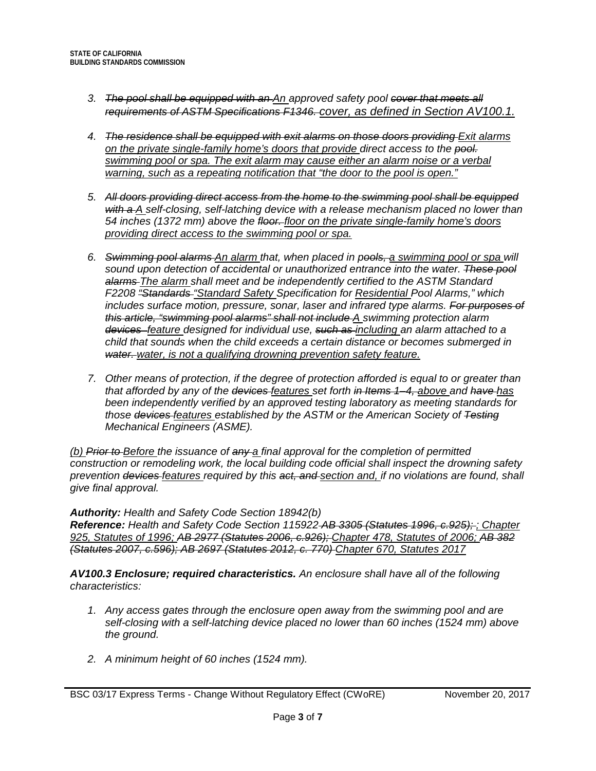3. ~~The pool shall be equipped with an~~ <u>An</u> approved safety pool ~~cover that meets all requirements of ASTM Specifications F1346.~~ <u>cover, as defined in Section AV100.1.</u>

4. ~~The residence shall be equipped with exit alarms on those doors providing~~ <u>Exit alarms on the private single-family home's doors that provide</u> direct access to the ~~pool.~~ <u>swimming pool or spa. The exit alarm may cause either an alarm noise or a verbal warning, such as a repeating notification that "the door to the pool is open."</u>

5. ~~All doors providing direct access from the home to the swimming pool shall be equipped with a~~ <u>A</u> self-closing, self-latching device with a release mechanism placed no lower than 54 inches (1372 mm) above the ~~floor.~~ <u>floor on the private single-family home's doors providing direct access to the swimming pool or spa.</u>

6. ~~Swimming pool alarms~~ <u>An alarm</u> that, when placed in ~~pools,~~ <u>a swimming pool or spa</u> will sound upon detection of accidental or unauthorized entrance into the water. ~~These pool alarms~~ <u>The alarm</u> shall meet and be independently certified to the ASTM Standard F2208 ~~"Standards~~ <u>"Standard Safety</u> Specification for <u>Residential</u> Pool Alarms," which includes surface motion, pressure, sonar, laser and infrared type alarms. ~~For purposes of this article, "swimming pool alarms" shall not include~~ <u>A</u> swimming protection alarm ~~devices~~ <u>feature</u> designed for individual use, ~~such as~~ <u>including</u> an alarm attached to a child that sounds when the child exceeds a certain distance or becomes submerged in ~~water.~~ <u>water, is not a qualifying drowning prevention safety feature.</u>

7. Other means of protection, if the degree of protection afforded is equal to or greater than that afforded by any of the ~~devices~~ <u>features</u> set forth ~~in Items 1–4,~~ <u>above</u> and ~~have~~ <u>has</u> been independently verified by an approved testing laboratory as meeting standards for those ~~devices~~ <u>features</u> established by the ASTM or the American Society of ~~Testing~~ Mechanical Engineers (ASME).

<u>(b)</u> ~~Prior to~~ <u>Before</u> the issuance of ~~any~~ <u>a</u> final approval for the completion of permitted construction or remodeling work, the local building code official shall inspect the drowning safety prevention ~~devices~~ <u>features</u> required by this ~~act, and~~ <u>section and,</u> if no violations are found, shall give final approval.

***Authority:*** Health and Safety Code Section 18942(b)
***Reference:*** Health and Safety Code Section 115922 ~~AB 3305 (Statutes 1996, c.925);~~ <u>; Chapter 925, Statutes of 1996;</u> ~~AB 2977 (Statutes 2006, c.926);~~ <u>Chapter 478, Statutes of 2006;</u> ~~AB 382 (Statutes 2007, c.596); AB 2697 (Statutes 2012, c. 770)~~ <u>Chapter 670, Statutes 2017</u>

***AV100.3 Enclosure; required characteristics.*** An enclosure shall have all of the following characteristics:

1. Any access gates through the enclosure open away from the swimming pool and are self-closing with a self-latching device placed no lower than 60 inches (1524 mm) above the ground.

2. A minimum height of 60 inches (1524 mm).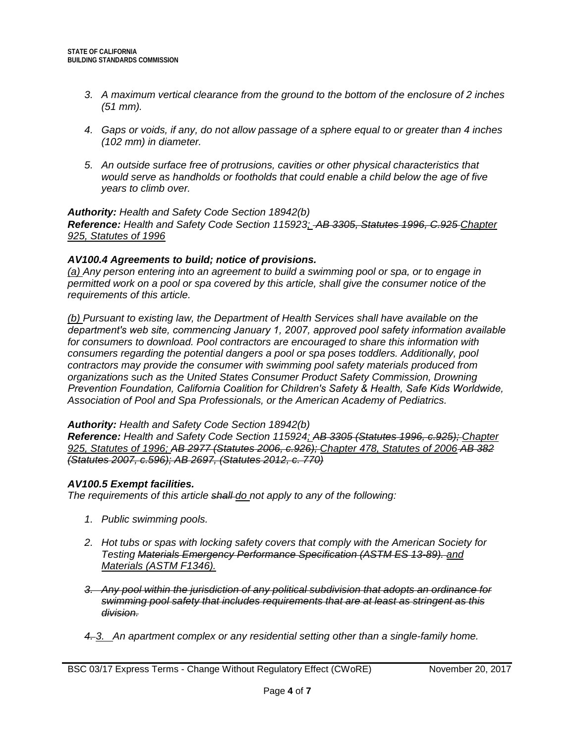3. *A maximum vertical clearance from the ground to the bottom of the enclosure of 2 inches (51 mm).*

4. *Gaps or voids, if any, do not allow passage of a sphere equal to or greater than 4 inches (102 mm) in diameter.*

5. *An outside surface free of protrusions, cavities or other physical characteristics that would serve as handholds or footholds that could enable a child below the age of five years to climb over.*

***Authority:*** *Health and Safety Code Section 18942(b)*
***Reference:*** *Health and Safety Code Section 115923~~; AB 3305, Statutes 1996, C.925~~ Chapter 925, Statutes of 1996*

### *AV100.4 Agreements to build; notice of provisions.*

*(a) Any person entering into an agreement to build a swimming pool or spa, or to engage in permitted work on a pool or spa covered by this article, shall give the consumer notice of the requirements of this article.*

*(b) Pursuant to existing law, the Department of Health Services shall have available on the department's web site, commencing January 1, 2007, approved pool safety information available for consumers to download. Pool contractors are encouraged to share this information with consumers regarding the potential dangers a pool or spa poses toddlers. Additionally, pool contractors may provide the consumer with swimming pool safety materials produced from organizations such as the United States Consumer Product Safety Commission, Drowning Prevention Foundation, California Coalition for Children's Safety & Health, Safe Kids Worldwide, Association of Pool and Spa Professionals, or the American Academy of Pediatrics.*

***Authority:*** *Health and Safety Code Section 18942(b)*
***Reference:*** *Health and Safety Code Section 115924; ~~AB 3305 (Statutes 1996, c.925);~~ Chapter 925, Statutes of 1996; ~~AB 2977 (Statutes 2006, c.926);~~ Chapter 478, Statutes of 2006 ~~AB 382 (Statutes 2007, c.596); AB 2697, (Statutes 2012, c. 770)~~*

### *AV100.5 Exempt facilities.*

*The requirements of this article ~~shall~~ do not apply to any of the following:*

1. *Public swimming pools.*

2. *Hot tubs or spas with locking safety covers that comply with the American Society for Testing ~~Materials Emergency Performance Specification (ASTM ES 13-89).~~ and Materials (ASTM F1346).*

3. ~~*Any pool within the jurisdiction of any political subdivision that adopts an ordinance for swimming pool safety that includes requirements that are at least as stringent as this division.*~~

~~*4.*~~ *3. An apartment complex or any residential setting other than a single-family home.*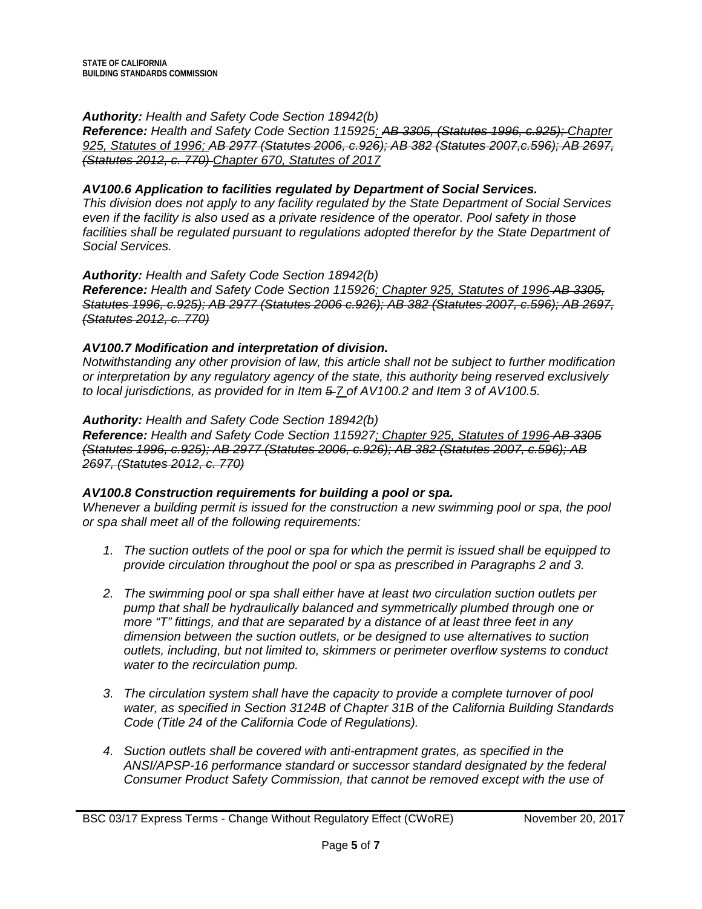***Authority:*** *Health and Safety Code Section 18942(b)*
***Reference:*** *Health and Safety Code Section 115925<u>;</u> ~~AB 3305, (Statutes 1996, c.925);~~ <u>Chapter 925, Statutes of 1996;</u> ~~AB 2977 (Statutes 2006, c.926); AB 382 (Statutes 2007,c.596); AB 2697, (Statutes 2012, c. 770)~~ <u>Chapter 670, Statutes of 2017</u>*

### *AV100.6 Application to facilities regulated by Department of Social Services.*

*This division does not apply to any facility regulated by the State Department of Social Services even if the facility is also used as a private residence of the operator. Pool safety in those facilities shall be regulated pursuant to regulations adopted therefor by the State Department of Social Services.*

***Authority:*** *Health and Safety Code Section 18942(b)*
***Reference:*** *Health and Safety Code Section 115926<u>; Chapter 925, Statutes of 1996</u> ~~AB 3305, Statutes 1996, c.925); AB 2977 (Statutes 2006 c.926); AB 382 (Statutes 2007, c.596); AB 2697, (Statutes 2012, c. 770)~~*

### *AV100.7 Modification and interpretation of division.*

*Notwithstanding any other provision of law, this article shall not be subject to further modification or interpretation by any regulatory agency of the state, this authority being reserved exclusively to local jurisdictions, as provided for in Item ~~5~~ <u>7</u> of AV100.2 and Item 3 of AV100.5.*

***Authority:*** *Health and Safety Code Section 18942(b)*
***Reference:*** *Health and Safety Code Section 115927<u>; Chapter 925, Statutes of 1996</u> ~~AB 3305 (Statutes 1996, c.925); AB 2977 (Statutes 2006, c.926); AB 382 (Statutes 2007, c.596); AB 2697, (Statutes 2012, c. 770)~~*

### *AV100.8 Construction requirements for building a pool or spa.*

*Whenever a building permit is issued for the construction a new swimming pool or spa, the pool or spa shall meet all of the following requirements:*

1. *The suction outlets of the pool or spa for which the permit is issued shall be equipped to provide circulation throughout the pool or spa as prescribed in Paragraphs 2 and 3.*

2. *The swimming pool or spa shall either have at least two circulation suction outlets per pump that shall be hydraulically balanced and symmetrically plumbed through one or more "T" fittings, and that are separated by a distance of at least three feet in any dimension between the suction outlets, or be designed to use alternatives to suction outlets, including, but not limited to, skimmers or perimeter overflow systems to conduct water to the recirculation pump.*

3. *The circulation system shall have the capacity to provide a complete turnover of pool water, as specified in Section 3124B of Chapter 31B of the California Building Standards Code (Title 24 of the California Code of Regulations).*

4. *Suction outlets shall be covered with anti-entrapment grates, as specified in the ANSI/APSP-16 performance standard or successor standard designated by the federal Consumer Product Safety Commission, that cannot be removed except with the use of*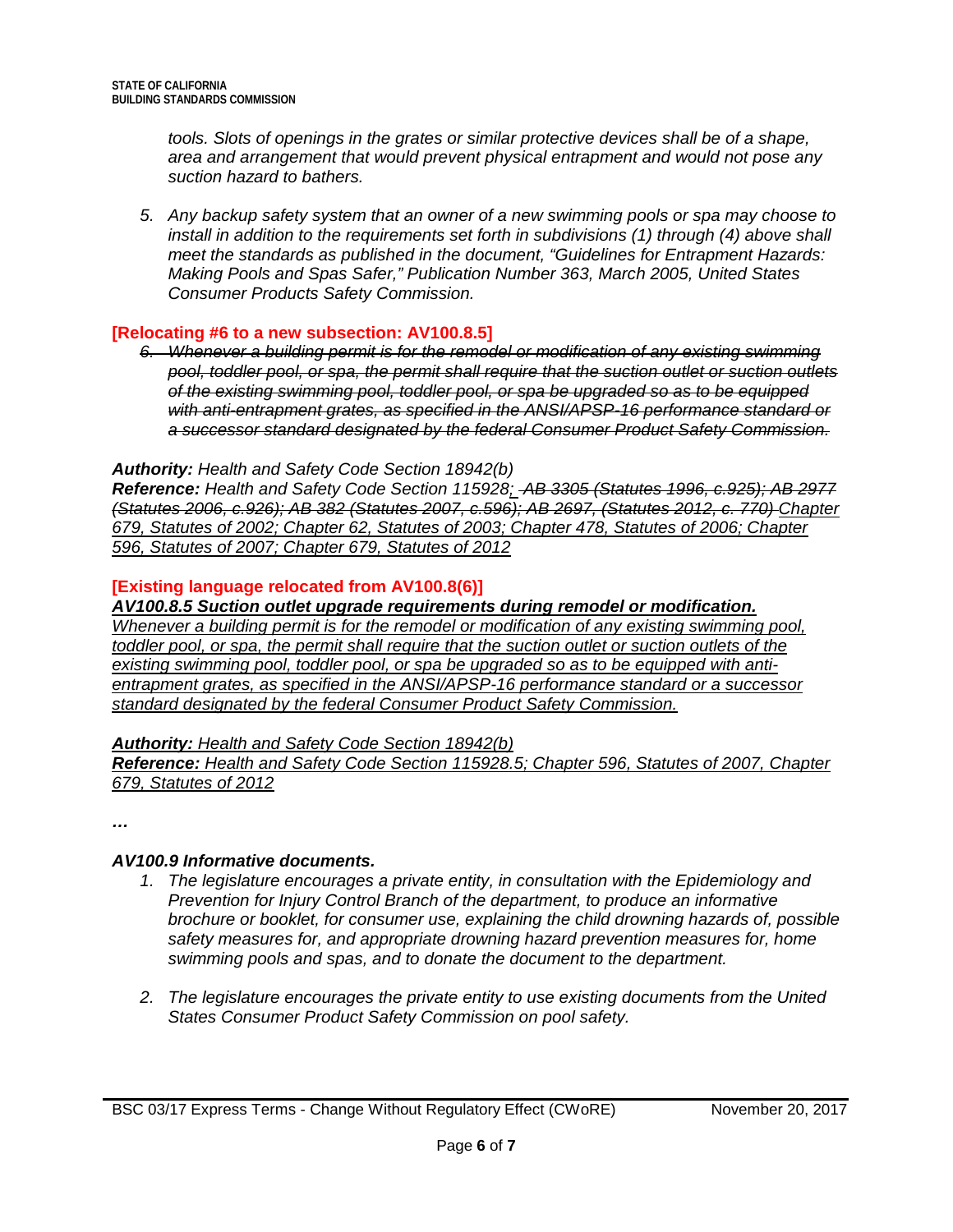*tools. Slots of openings in the grates or similar protective devices shall be of a shape, area and arrangement that would prevent physical entrapment and would not pose any suction hazard to bathers.*

5. *Any backup safety system that an owner of a new swimming pools or spa may choose to install in addition to the requirements set forth in subdivisions (1) through (4) above shall meet the standards as published in the document, "Guidelines for Entrapment Hazards: Making Pools and Spas Safer," Publication Number 363, March 2005, United States Consumer Products Safety Commission.*

**[Relocating #6 to a new subsection: AV100.8.5]**

6. ~~*Whenever a building permit is for the remodel or modification of any existing swimming pool, toddler pool, or spa, the permit shall require that the suction outlet or suction outlets of the existing swimming pool, toddler pool, or spa be upgraded so as to be equipped with anti-entrapment grates, as specified in the ANSI/APSP-16 performance standard or a successor standard designated by the federal Consumer Product Safety Commission.*~~

***Authority:*** *Health and Safety Code Section 18942(b)*
***Reference:*** *Health and Safety Code Section 115928*<u>*;*</u> ~~*AB 3305 (Statutes 1996, c.925); AB 2977 (Statutes 2006, c.926); AB 382 (Statutes 2007, c.596); AB 2697, (Statutes 2012, c. 770)*~~ <u>*Chapter 679, Statutes of 2002; Chapter 62, Statutes of 2003; Chapter 478, Statutes of 2006; Chapter 596, Statutes of 2007; Chapter 679, Statutes of 2012*</u>

**[Existing language relocated from AV100.8(6)]**

<u>***AV100.8.5 Suction outlet upgrade requirements during remodel or modification.***</u>
<u>*Whenever a building permit is for the remodel or modification of any existing swimming pool, toddler pool, or spa, the permit shall require that the suction outlet or suction outlets of the existing swimming pool, toddler pool, or spa be upgraded so as to be equipped with anti-entrapment grates, as specified in the ANSI/APSP-16 performance standard or a successor standard designated by the federal Consumer Product Safety Commission.*</u>

<u>***Authority:*** *Health and Safety Code Section 18942(b)*</u>
<u>***Reference:*** *Health and Safety Code Section 115928.5; Chapter 596, Statutes of 2007, Chapter 679, Statutes of 2012*</u>

*…*

***AV100.9 Informative documents.***

1. *The legislature encourages a private entity, in consultation with the Epidemiology and Prevention for Injury Control Branch of the department, to produce an informative brochure or booklet, for consumer use, explaining the child drowning hazards of, possible safety measures for, and appropriate drowning hazard prevention measures for, home swimming pools and spas, and to donate the document to the department.*

2. *The legislature encourages the private entity to use existing documents from the United States Consumer Product Safety Commission on pool safety.*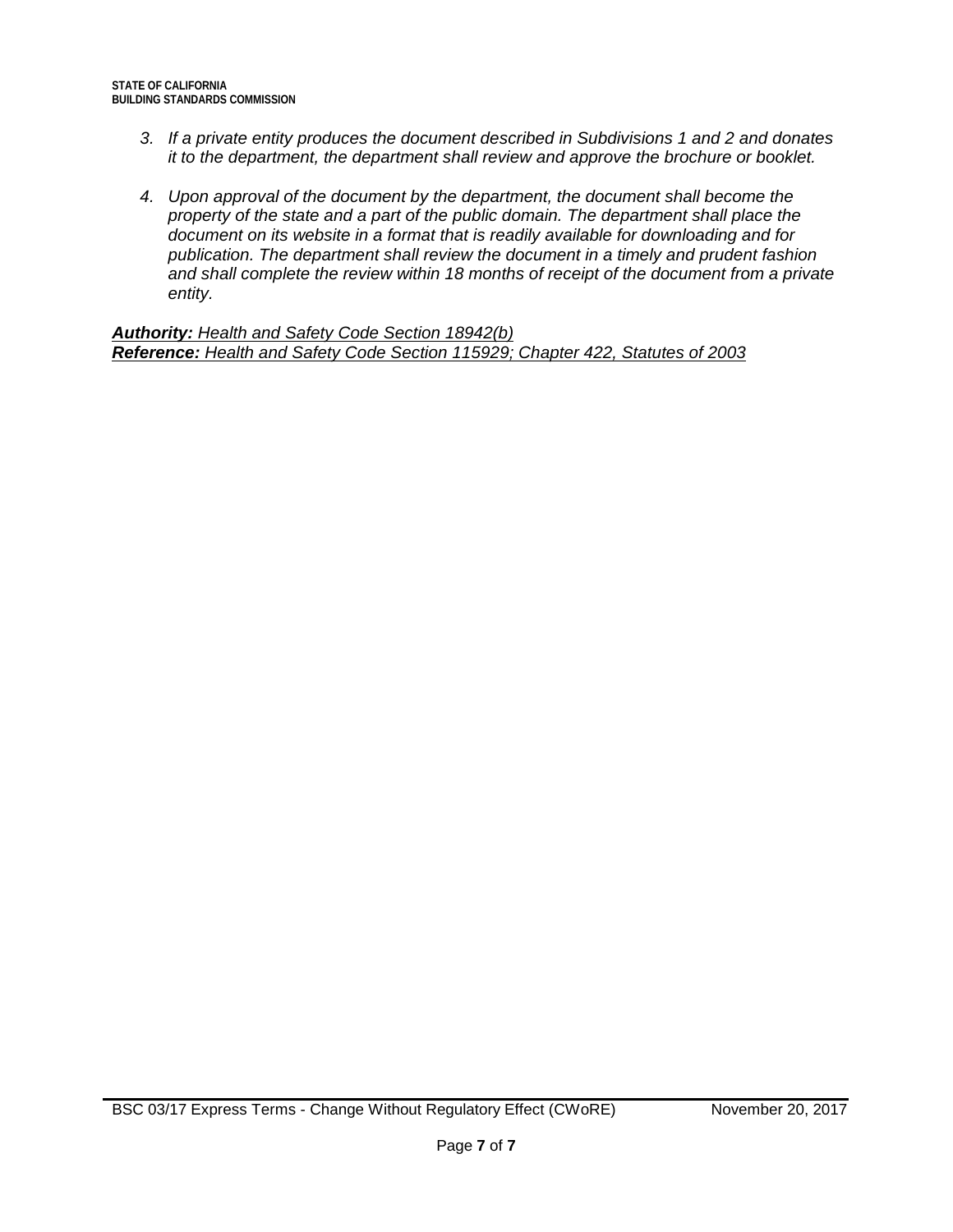*3. If a private entity produces the document described in Subdivisions 1 and 2 and donates it to the department, the department shall review and approve the brochure or booklet.*

*4. Upon approval of the document by the department, the document shall become the property of the state and a part of the public domain. The department shall place the document on its website in a format that is readily available for downloading and for publication. The department shall review the document in a timely and prudent fashion and shall complete the review within 18 months of receipt of the document from a private entity.*

***Authority:*** *Health and Safety Code Section 18942(b)*
***Reference:*** *Health and Safety Code Section 115929; Chapter 422, Statutes of 2003*